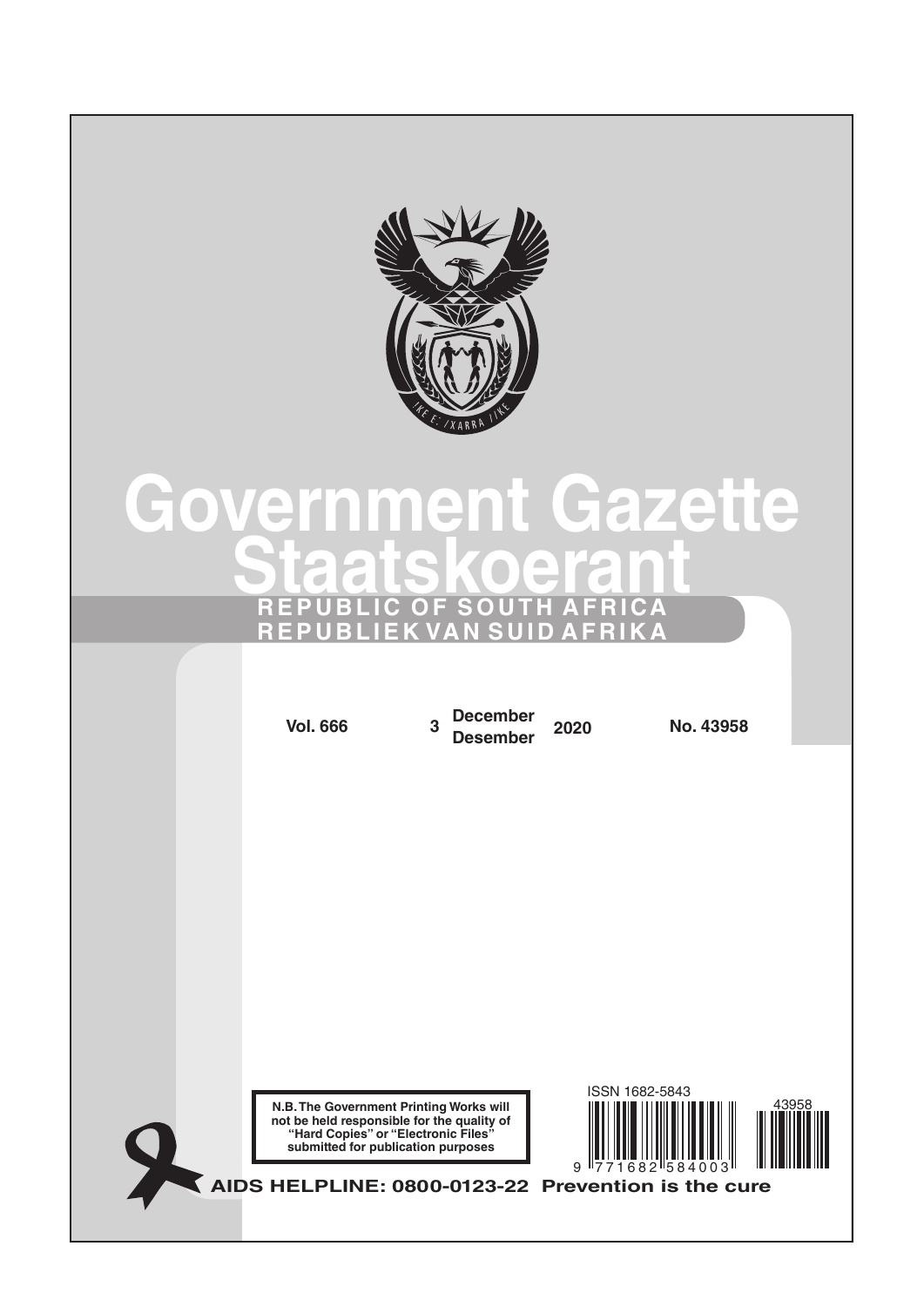# Government Gazette
# Staatskoerant

**REPUBLIC OF SOUTH AFRICA**
**REPUBLIEK VAN SUID AFRIKA**

**Vol. 666** | **3 December / Desember 2020** | **No. 43958**

**N.B. The Government Printing Works will not be held responsible for the quality of "Hard Copies" or "Electronic Files" submitted for publication purposes**

ISSN 1682-5843

43958

9 771682 584003

**AIDS HELPLINE: 0800-0123-22 Prevention is the cure**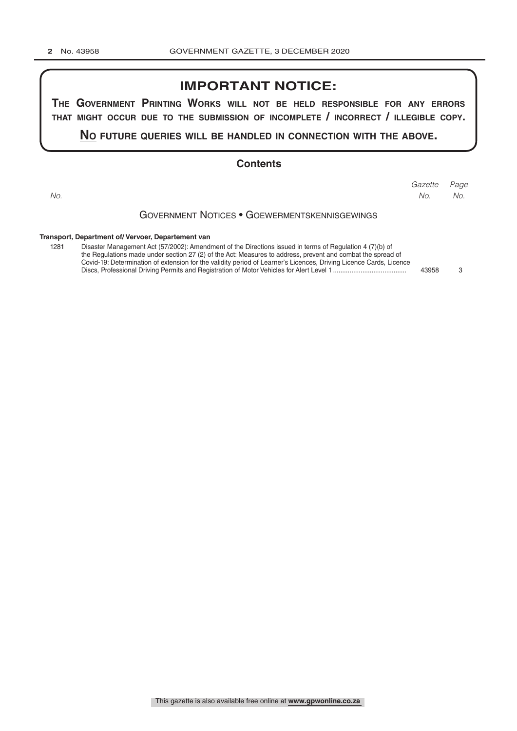## IMPORTANT NOTICE:

**THE GOVERNMENT PRINTING WORKS WILL NOT BE HELD RESPONSIBLE FOR ANY ERRORS THAT MIGHT OCCUR DUE TO THE SUBMISSION OF INCOMPLETE / INCORRECT / ILLEGIBLE COPY.**

**NO FUTURE QUERIES WILL BE HANDLED IN CONNECTION WITH THE ABOVE.**

## Contents

| *No.* | | *Gazette No.* | *Page No.* |
|---|---|---|---|

### GOVERNMENT NOTICES • GOEWERMENTSKENNISGEWINGS

**Transport, Department of/ Vervoer, Departement van**

| | | | |
|---|---|---|---|
| 1281 | Disaster Management Act (57/2002): Amendment of the Directions issued in terms of Regulation 4 (7)(b) of the Regulations made under section 27 (2) of the Act: Measures to address, prevent and combat the spread of Covid-19: Determination of extension for the validity period of Learner's Licences, Driving Licence Cards, Licence Discs, Professional Driving Permits and Registration of Motor Vehicles for Alert Level 1 ........................................ | 43958 | 3 |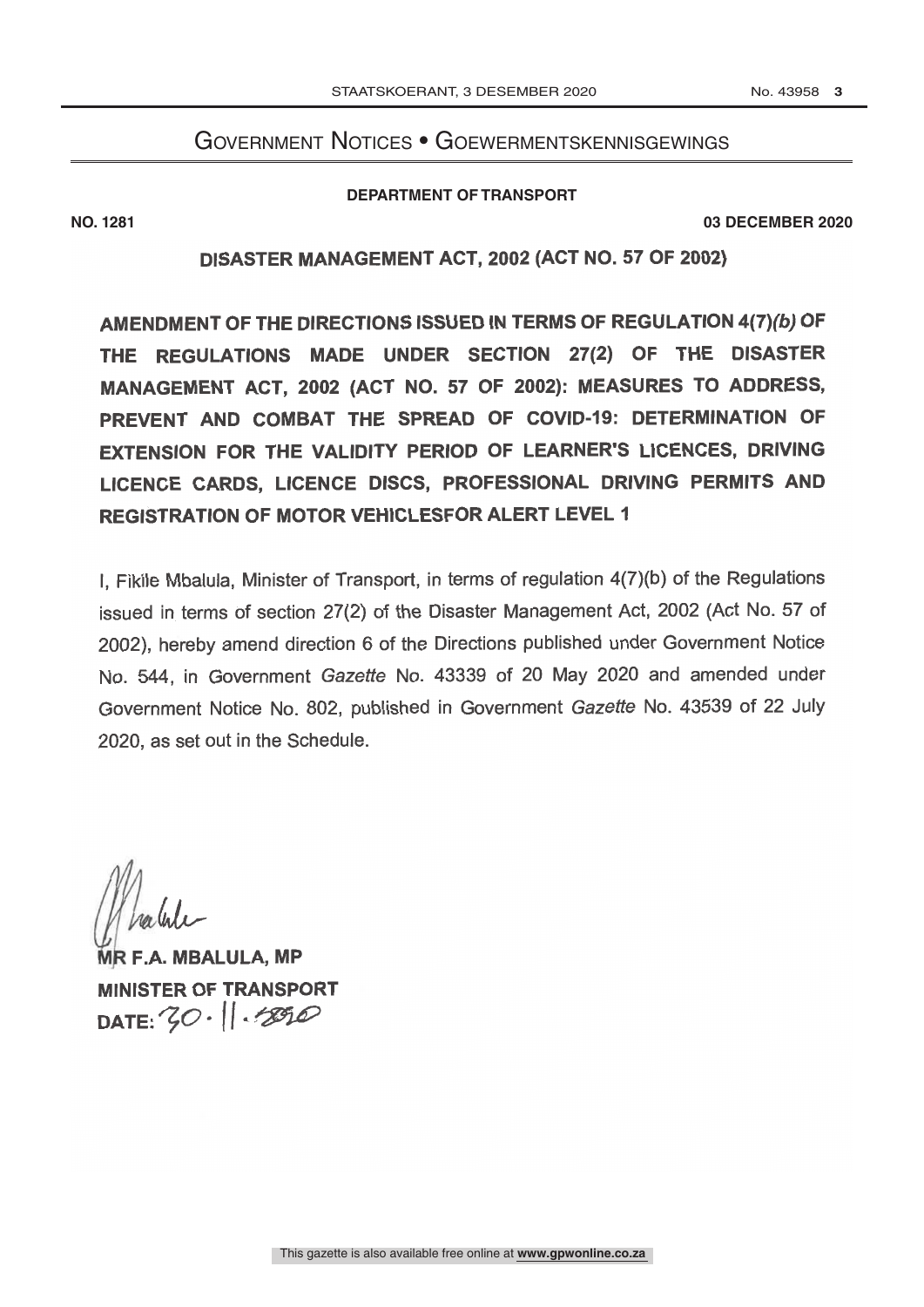# Government Notices • Goewermentskennisgewings

**DEPARTMENT OF TRANSPORT**

**NO. 1281** **03 DECEMBER 2020**

## DISASTER MANAGEMENT ACT, 2002 (ACT NO. 57 OF 2002)

**AMENDMENT OF THE DIRECTIONS ISSUED IN TERMS OF REGULATION 4(7)*(b)* OF THE REGULATIONS MADE UNDER SECTION 27(2) OF THE DISASTER MANAGEMENT ACT, 2002 (ACT NO. 57 OF 2002): MEASURES TO ADDRESS, PREVENT AND COMBAT THE SPREAD OF COVID-19: DETERMINATION OF EXTENSION FOR THE VALIDITY PERIOD OF LEARNER'S LICENCES, DRIVING LICENCE CARDS, LICENCE DISCS, PROFESSIONAL DRIVING PERMITS AND REGISTRATION OF MOTOR VEHICLESFOR ALERT LEVEL 1**

I, Fikile Mbalula, Minister of Transport, in terms of regulation 4(7)(b) of the Regulations issued in terms of section 27(2) of the Disaster Management Act, 2002 (Act No. 57 of 2002), hereby amend direction 6 of the Directions published under Government Notice No. 544, in Government *Gazette* No. 43339 of 20 May 2020 and amended under Government Notice No. 802, published in Government *Gazette* No. 43539 of 22 July 2020, as set out in the Schedule.

**MR F.A. MBALULA, MP**
**MINISTER OF TRANSPORT**
**DATE:** 30 · 11 · 2020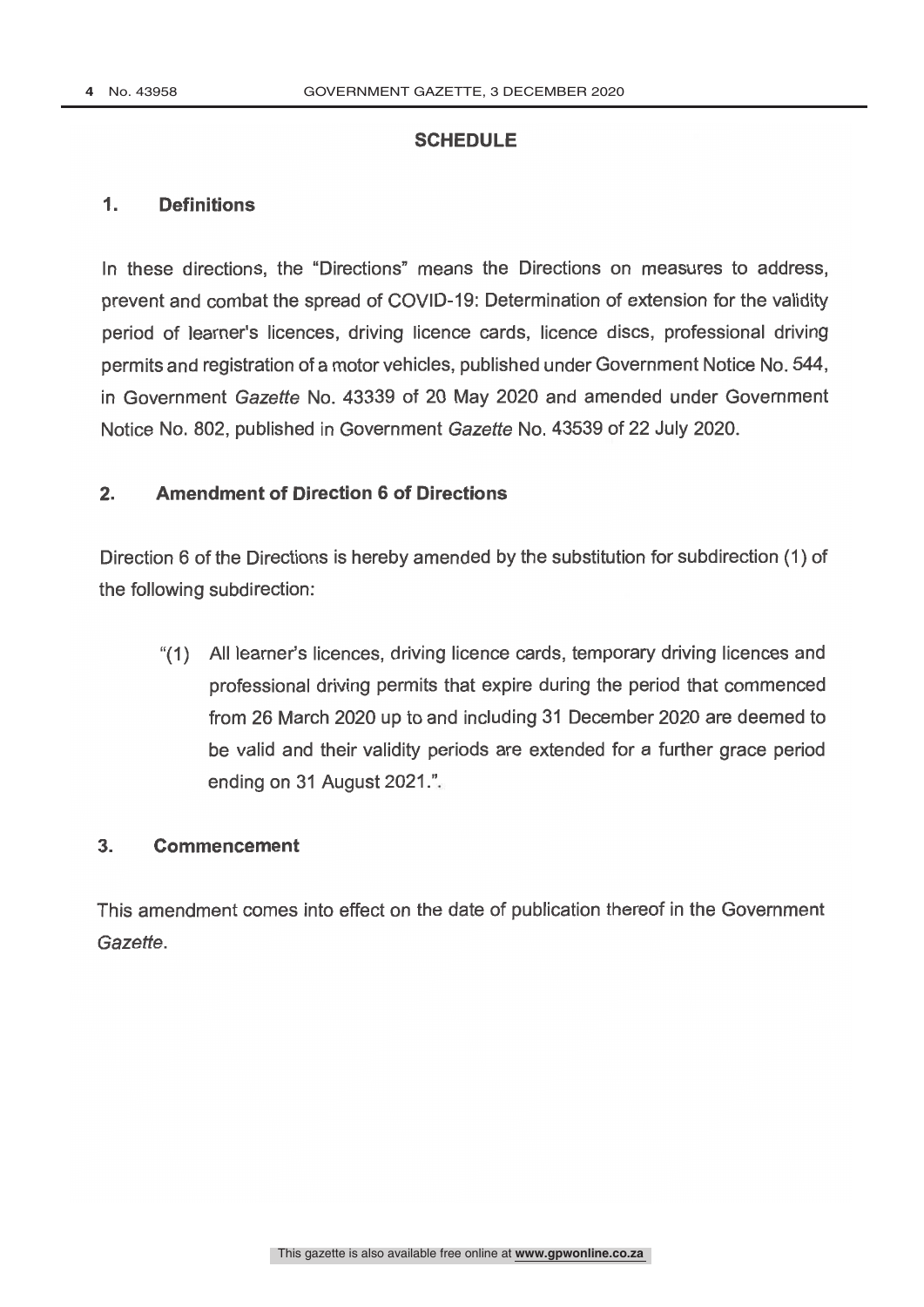## SCHEDULE

### 1. Definitions

In these directions, the "Directions" means the Directions on measures to address, prevent and combat the spread of COVID-19: Determination of extension for the validity period of learner's licences, driving licence cards, licence discs, professional driving permits and registration of a motor vehicles, published under Government Notice No. 544, in Government *Gazette* No. 43339 of 20 May 2020 and amended under Government Notice No. 802, published in Government *Gazette* No. 43539 of 22 July 2020.

### 2. Amendment of Direction 6 of Directions

Direction 6 of the Directions is hereby amended by the substitution for subdirection (1) of the following subdirection:

> "(1) All learner's licences, driving licence cards, temporary driving licences and professional driving permits that expire during the period that commenced from 26 March 2020 up to and including 31 December 2020 are deemed to be valid and their validity periods are extended for a further grace period ending on 31 August 2021.".

### 3. Commencement

This amendment comes into effect on the date of publication thereof in the Government *Gazette*.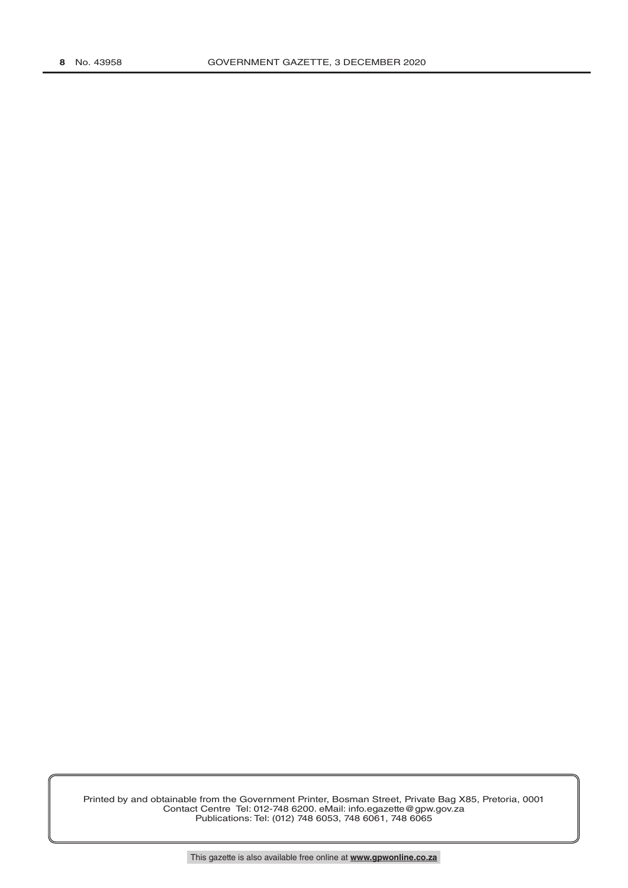Printed by and obtainable from the Government Printer, Bosman Street, Private Bag X85, Pretoria, 0001
Contact Centre Tel: 012-748 6200. eMail: info.egazette@gpw.gov.za
Publications: Tel: (012) 748 6053, 748 6061, 748 6065

This gazette is also available free online at **www.gpwonline.co.za**